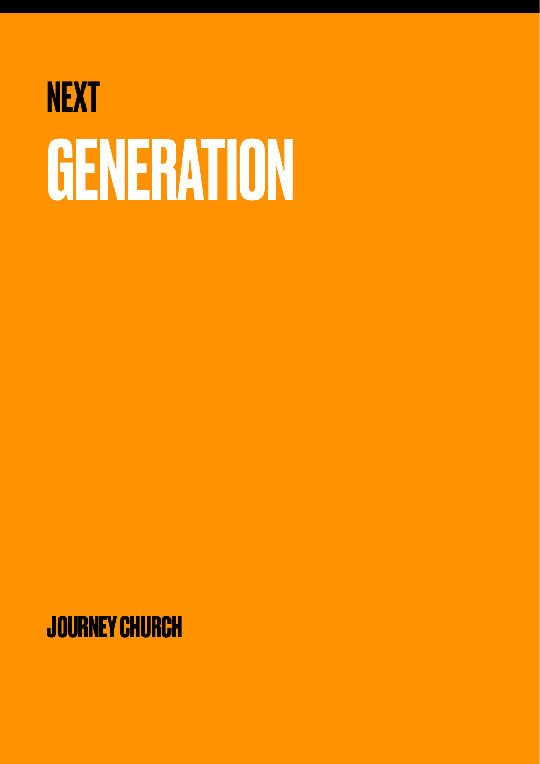# NEXT GENERATION

JOURNEY CHURCH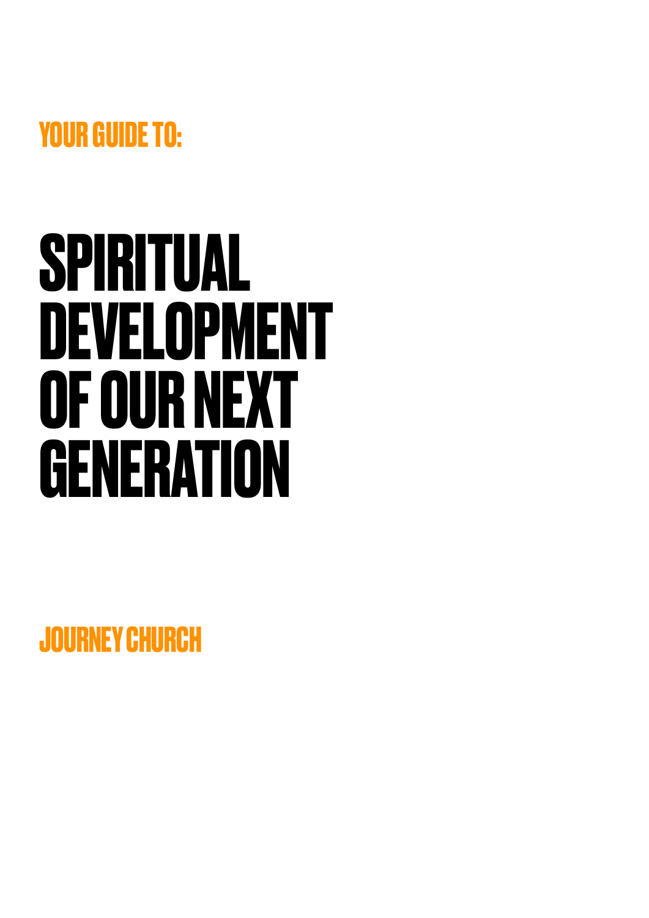YOUR GUIDE TO:

# SPIRITUAL DEVELOPMENT OF OUR NEXT GENERATION

JOURNEY CHURCH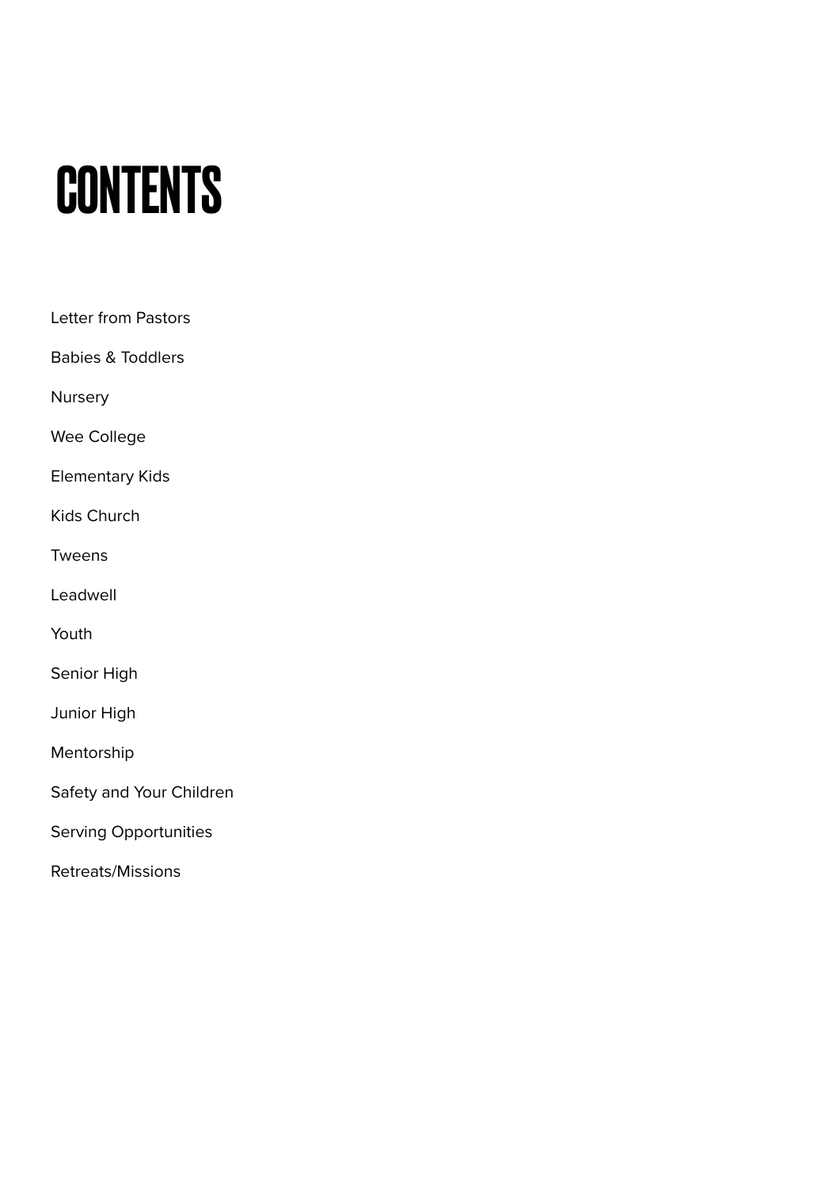# CONTENTS

Letter from Pastors

Babies & Toddlers

Nursery

Wee College

Elementary Kids

Kids Church

Tweens

Leadwell

Youth

Senior High

Junior High

Mentorship

Safety and Your Children

Serving Opportunities

Retreats/Missions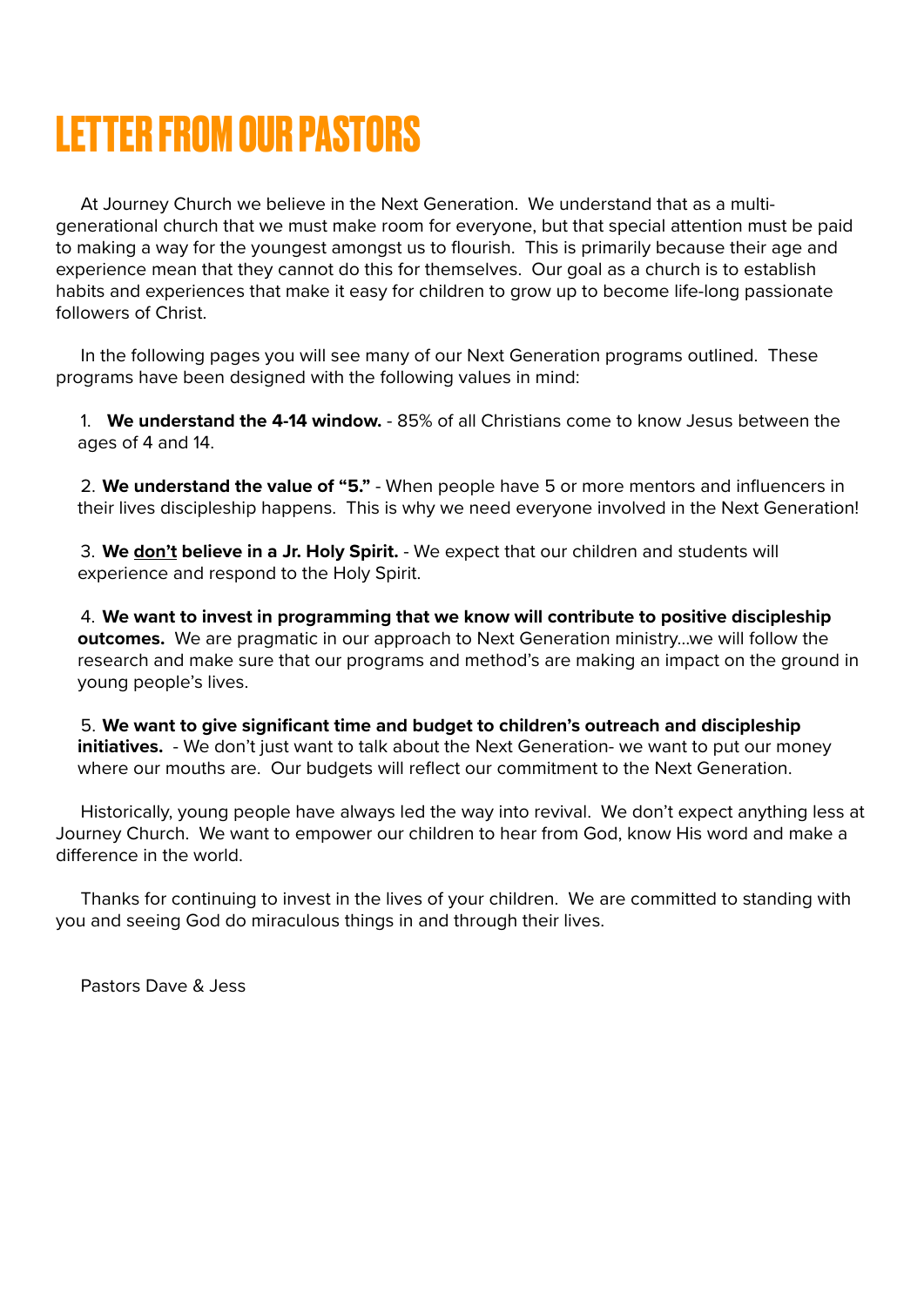# LETTER FROM OUR PASTORS

At Journey Church we believe in the Next Generation.  We understand that as a multi-generational church that we must make room for everyone, but that special attention must be paid to making a way for the youngest amongst us to flourish.  This is primarily because their age and experience mean that they cannot do this for themselves.  Our goal as a church is to establish habits and experiences that make it easy for children to grow up to become life-long passionate followers of Christ.

In the following pages you will see many of our Next Generation programs outlined.  These programs have been designed with the following values in mind:

1. **We understand the 4-14 window.** - 85% of all Christians come to know Jesus between the ages of 4 and 14.

2. **We understand the value of "5."** - When people have 5 or more mentors and influencers in their lives discipleship happens.  This is why we need everyone involved in the Next Generation!

3. **We <u>don't</u> believe in a Jr. Holy Spirit.** - We expect that our children and students will experience and respond to the Holy Spirit.

4. **We want to invest in programming that we know will contribute to positive discipleship outcomes.** We are pragmatic in our approach to Next Generation ministry...we will follow the research and make sure that our programs and method's are making an impact on the ground in young people's lives.

5. **We want to give significant time and budget to children's outreach and discipleship initiatives.** - We don't just want to talk about the Next Generation- we want to put our money where our mouths are.  Our budgets will reflect our commitment to the Next Generation.

Historically, young people have always led the way into revival.  We don't expect anything less at Journey Church.  We want to empower our children to hear from God, know His word and make a difference in the world.

Thanks for continuing to invest in the lives of your children.  We are committed to standing with you and seeing God do miraculous things in and through their lives.

Pastors Dave & Jess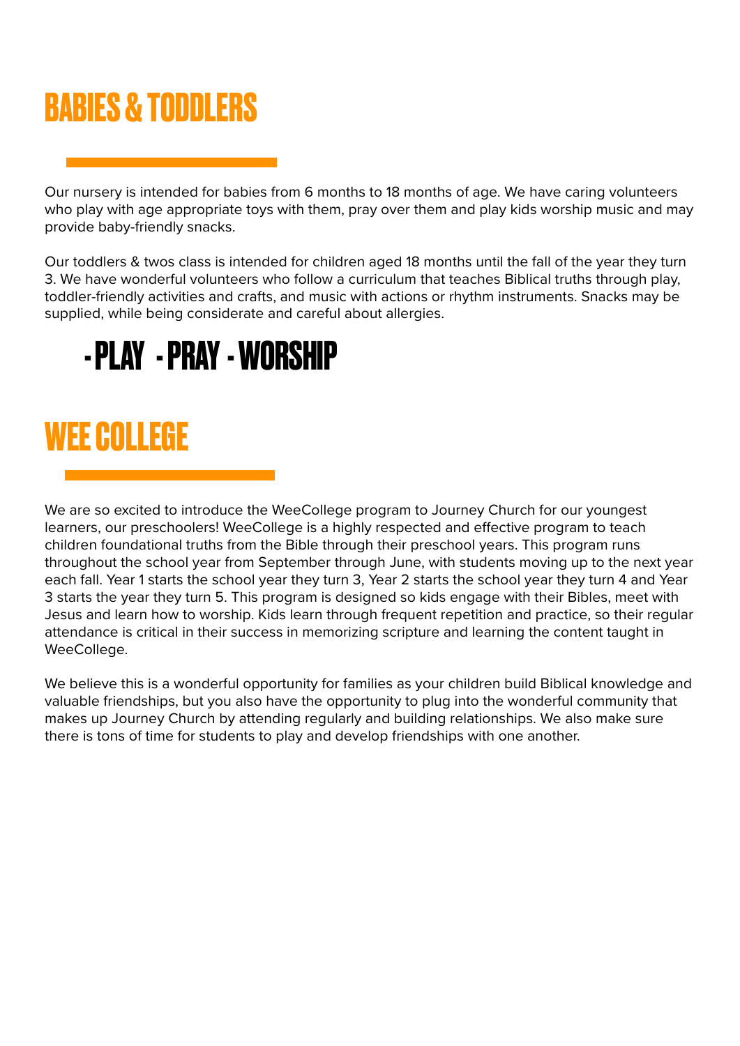# BABIES & TODDLERS

Our nursery is intended for babies from 6 months to 18 months of age. We have caring volunteers who play with age appropriate toys with them, pray over them and play kids worship music and may provide baby-friendly snacks.

Our toddlers & twos class is intended for children aged 18 months until the fall of the year they turn 3. We have wonderful volunteers who follow a curriculum that teaches Biblical truths through play, toddler-friendly activities and crafts, and music with actions or rhythm instruments. Snacks may be supplied, while being considerate and careful about allergies.

## - PLAY - PRAY - WORSHIP

# WEE COLLEGE

We are so excited to introduce the WeeCollege program to Journey Church for our youngest learners, our preschoolers! WeeCollege is a highly respected and effective program to teach children foundational truths from the Bible through their preschool years. This program runs throughout the school year from September through June, with students moving up to the next year each fall. Year 1 starts the school year they turn 3, Year 2 starts the school year they turn 4 and Year 3 starts the year they turn 5. This program is designed so kids engage with their Bibles, meet with Jesus and learn how to worship. Kids learn through frequent repetition and practice, so their regular attendance is critical in their success in memorizing scripture and learning the content taught in WeeCollege.

We believe this is a wonderful opportunity for families as your children build Biblical knowledge and valuable friendships, but you also have the opportunity to plug into the wonderful community that makes up Journey Church by attending regularly and building relationships. We also make sure there is tons of time for students to play and develop friendships with one another.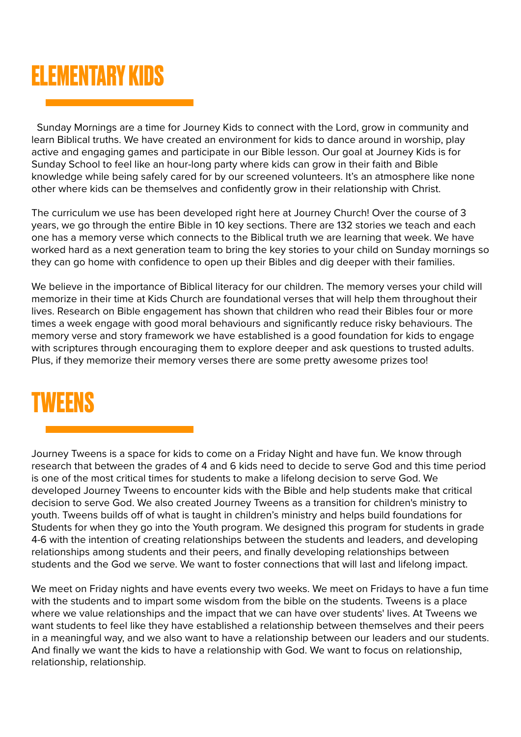# ELEMENTARY KIDS

Sunday Mornings are a time for Journey Kids to connect with the Lord, grow in community and learn Biblical truths. We have created an environment for kids to dance around in worship, play active and engaging games and participate in our Bible lesson. Our goal at Journey Kids is for Sunday School to feel like an hour-long party where kids can grow in their faith and Bible knowledge while being safely cared for by our screened volunteers. It's an atmosphere like none other where kids can be themselves and confidently grow in their relationship with Christ.

The curriculum we use has been developed right here at Journey Church! Over the course of 3 years, we go through the entire Bible in 10 key sections. There are 132 stories we teach and each one has a memory verse which connects to the Biblical truth we are learning that week. We have worked hard as a next generation team to bring the key stories to your child on Sunday mornings so they can go home with confidence to open up their Bibles and dig deeper with their families.

We believe in the importance of Biblical literacy for our children. The memory verses your child will memorize in their time at Kids Church are foundational verses that will help them throughout their lives. Research on Bible engagement has shown that children who read their Bibles four or more times a week engage with good moral behaviours and significantly reduce risky behaviours. The memory verse and story framework we have established is a good foundation for kids to engage with scriptures through encouraging them to explore deeper and ask questions to trusted adults. Plus, if they memorize their memory verses there are some pretty awesome prizes too!

# TWEENS

Journey Tweens is a space for kids to come on a Friday Night and have fun. We know through research that between the grades of 4 and 6 kids need to decide to serve God and this time period is one of the most critical times for students to make a lifelong decision to serve God. We developed Journey Tweens to encounter kids with the Bible and help students make that critical decision to serve God. We also created Journey Tweens as a transition for children's ministry to youth. Tweens builds off of what is taught in children's ministry and helps build foundations for Students for when they go into the Youth program. We designed this program for students in grade 4-6 with the intention of creating relationships between the students and leaders, and developing relationships among students and their peers, and finally developing relationships between students and the God we serve. We want to foster connections that will last and lifelong impact.

We meet on Friday nights and have events every two weeks. We meet on Fridays to have a fun time with the students and to impart some wisdom from the bible on the students. Tweens is a place where we value relationships and the impact that we can have over students' lives. At Tweens we want students to feel like they have established a relationship between themselves and their peers in a meaningful way, and we also want to have a relationship between our leaders and our students. And finally we want the kids to have a relationship with God. We want to focus on relationship, relationship, relationship.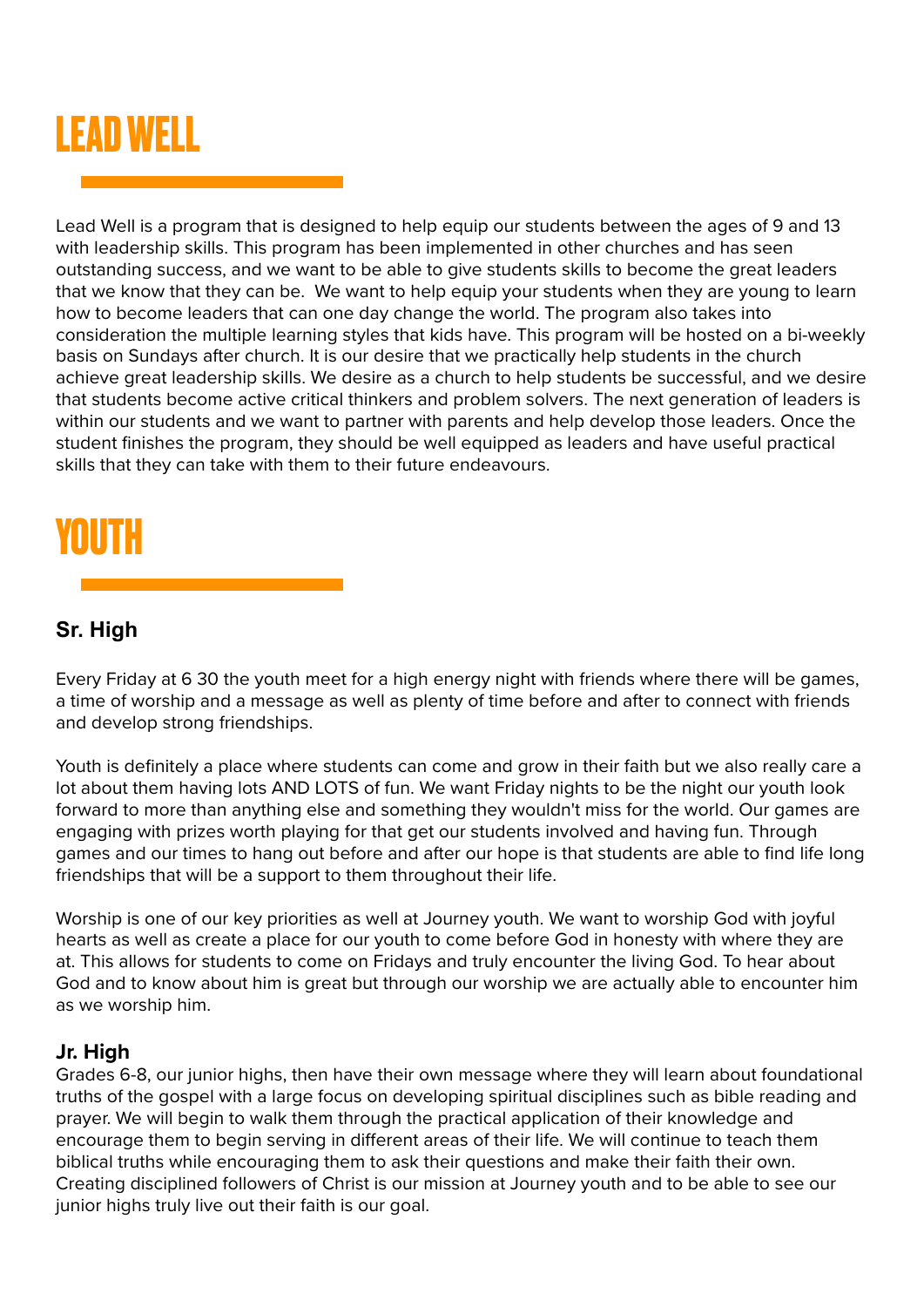# LEAD WELL

Lead Well is a program that is designed to help equip our students between the ages of 9 and 13 with leadership skills. This program has been implemented in other churches and has seen outstanding success, and we want to be able to give students skills to become the great leaders that we know that they can be. We want to help equip your students when they are young to learn how to become leaders that can one day change the world. The program also takes into consideration the multiple learning styles that kids have. This program will be hosted on a bi-weekly basis on Sundays after church. It is our desire that we practically help students in the church achieve great leadership skills. We desire as a church to help students be successful, and we desire that students become active critical thinkers and problem solvers. The next generation of leaders is within our students and we want to partner with parents and help develop those leaders. Once the student finishes the program, they should be well equipped as leaders and have useful practical skills that they can take with them to their future endeavours.

# YOUTH

### Sr. High

Every Friday at 6 30 the youth meet for a high energy night with friends where there will be games, a time of worship and a message as well as plenty of time before and after to connect with friends and develop strong friendships.

Youth is definitely a place where students can come and grow in their faith but we also really care a lot about them having lots AND LOTS of fun. We want Friday nights to be the night our youth look forward to more than anything else and something they wouldn't miss for the world. Our games are engaging with prizes worth playing for that get our students involved and having fun. Through games and our times to hang out before and after our hope is that students are able to find life long friendships that will be a support to them throughout their life.

Worship is one of our key priorities as well at Journey youth. We want to worship God with joyful hearts as well as create a place for our youth to come before God in honesty with where they are at. This allows for students to come on Fridays and truly encounter the living God. To hear about God and to know about him is great but through our worship we are actually able to encounter him as we worship him.

### Jr. High

Grades 6-8, our junior highs, then have their own message where they will learn about foundational truths of the gospel with a large focus on developing spiritual disciplines such as bible reading and prayer. We will begin to walk them through the practical application of their knowledge and encourage them to begin serving in different areas of their life. We will continue to teach them biblical truths while encouraging them to ask their questions and make their faith their own. Creating disciplined followers of Christ is our mission at Journey youth and to be able to see our junior highs truly live out their faith is our goal.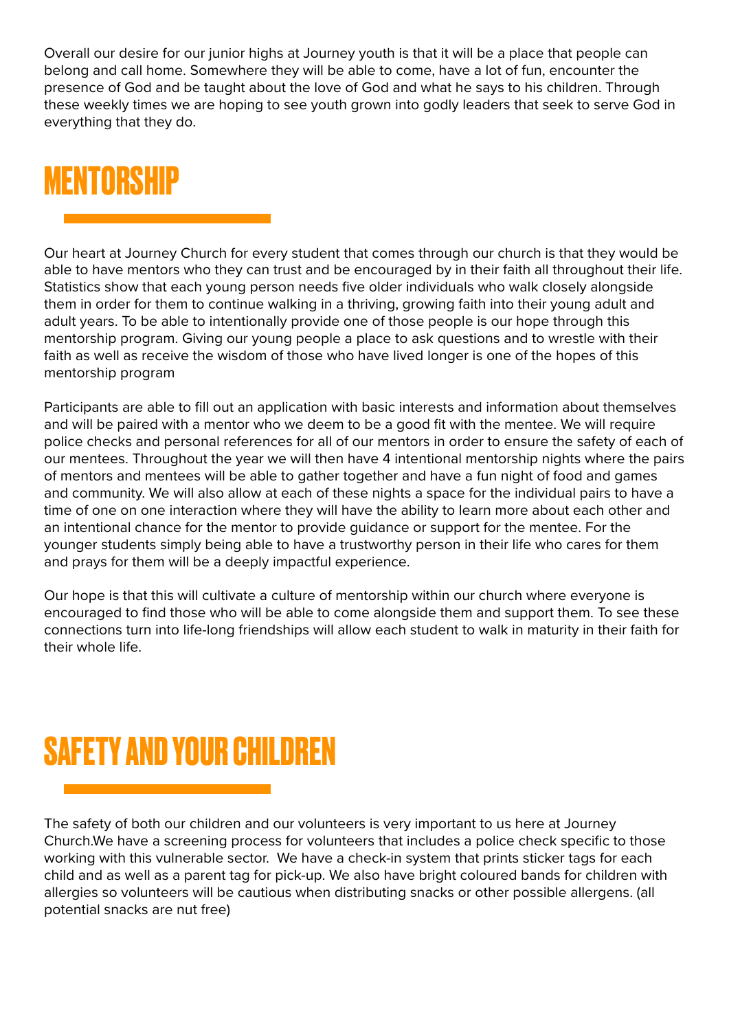Overall our desire for our junior highs at Journey youth is that it will be a place that people can belong and call home. Somewhere they will be able to come, have a lot of fun, encounter the presence of God and be taught about the love of God and what he says to his children. Through these weekly times we are hoping to see youth grown into godly leaders that seek to serve God in everything that they do.

# MENTORSHIP

Our heart at Journey Church for every student that comes through our church is that they would be able to have mentors who they can trust and be encouraged by in their faith all throughout their life. Statistics show that each young person needs five older individuals who walk closely alongside them in order for them to continue walking in a thriving, growing faith into their young adult and adult years. To be able to intentionally provide one of those people is our hope through this mentorship program. Giving our young people a place to ask questions and to wrestle with their faith as well as receive the wisdom of those who have lived longer is one of the hopes of this mentorship program

Participants are able to fill out an application with basic interests and information about themselves and will be paired with a mentor who we deem to be a good fit with the mentee. We will require police checks and personal references for all of our mentors in order to ensure the safety of each of our mentees. Throughout the year we will then have 4 intentional mentorship nights where the pairs of mentors and mentees will be able to gather together and have a fun night of food and games and community. We will also allow at each of these nights a space for the individual pairs to have a time of one on one interaction where they will have the ability to learn more about each other and an intentional chance for the mentor to provide guidance or support for the mentee. For the younger students simply being able to have a trustworthy person in their life who cares for them and prays for them will be a deeply impactful experience.

Our hope is that this will cultivate a culture of mentorship within our church where everyone is encouraged to find those who will be able to come alongside them and support them. To see these connections turn into life-long friendships will allow each student to walk in maturity in their faith for their whole life.

# SAFETY AND YOUR CHILDREN

The safety of both our children and our volunteers is very important to us here at Journey Church.We have a screening process for volunteers that includes a police check specific to those working with this vulnerable sector. We have a check-in system that prints sticker tags for each child and as well as a parent tag for pick-up. We also have bright coloured bands for children with allergies so volunteers will be cautious when distributing snacks or other possible allergens. (all potential snacks are nut free)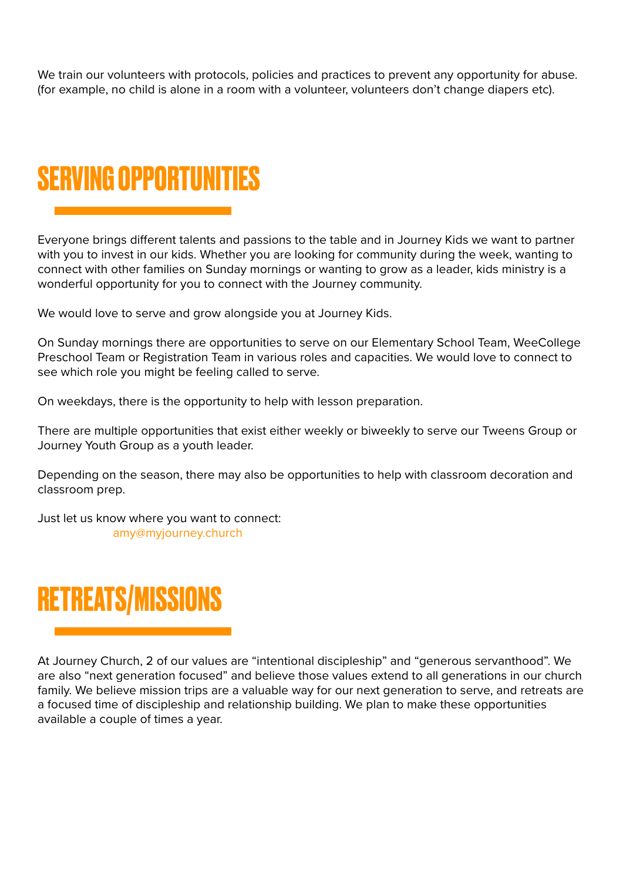We train our volunteers with protocols, policies and practices to prevent any opportunity for abuse. (for example, no child is alone in a room with a volunteer, volunteers don't change diapers etc).

# SERVING OPPORTUNITIES

Everyone brings different talents and passions to the table and in Journey Kids we want to partner with you to invest in our kids. Whether you are looking for community during the week, wanting to connect with other families on Sunday mornings or wanting to grow as a leader, kids ministry is a wonderful opportunity for you to connect with the Journey community.

We would love to serve and grow alongside you at Journey Kids.

On Sunday mornings there are opportunities to serve on our Elementary School Team, WeeCollege Preschool Team or Registration Team in various roles and capacities. We would love to connect to see which role you might be feeling called to serve.

On weekdays, there is the opportunity to help with lesson preparation.

There are multiple opportunities that exist either weekly or biweekly to serve our Tweens Group or Journey Youth Group as a youth leader.

Depending on the season, there may also be opportunities to help with classroom decoration and classroom prep.

Just let us know where you want to connect:
amy@myjourney.church

# RETREATS/MISSIONS

At Journey Church, 2 of our values are "intentional discipleship" and "generous servanthood". We are also "next generation focused" and believe those values extend to all generations in our church family. We believe mission trips are a valuable way for our next generation to serve, and retreats are a focused time of discipleship and relationship building. We plan to make these opportunities available a couple of times a year.